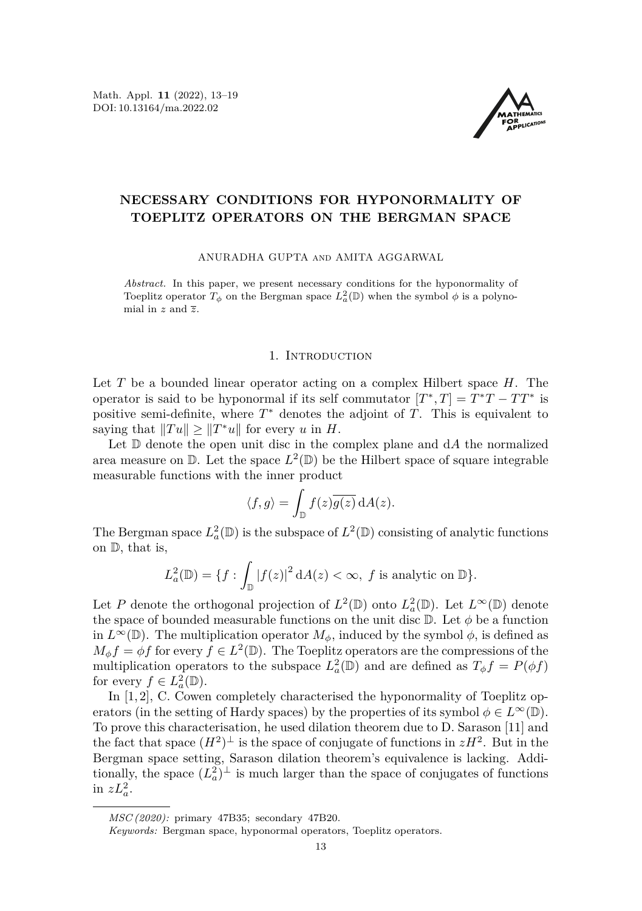# NECESSARY CONDITIONS FOR HYPONORMALITY OF TOEPLITZ OPERATORS ON THE BERGMAN SPACE

ANURADHA GUPTA AND AMITA AGGARWAL

*Abstract.* In this paper, we present necessary conditions for the hyponormality of Toeplitz operator $T_\phi$ on the Bergman space $L^2_a(\mathbb{D})$ when the symbol $\phi$ is a polynomial in $z$ and $\overline{z}$.

## 1. Introduction

Let $T$ be a bounded linear operator acting on a complex Hilbert space $H$. The operator is said to be hyponormal if its self commutator $[T^*, T] = T^*T - TT^*$ is positive semi-definite, where $T^*$ denotes the adjoint of $T$. This is equivalent to saying that $\|Tu\| \geq \|T^*u\|$ for every $u$ in $H$.

Let $\mathbb{D}$ denote the open unit disc in the complex plane and $\mathrm{d}A$ the normalized area measure on $\mathbb{D}$. Let the space $L^2(\mathbb{D})$ be the Hilbert space of square integrable measurable functions with the inner product

$$\langle f, g\rangle = \int_{\mathbb{D}} f(z)\overline{g(z)}\,\mathrm{d}A(z).$$

The Bergman space $L^2_a(\mathbb{D})$ is the subspace of $L^2(\mathbb{D})$ consisting of analytic functions on $\mathbb{D}$, that is,

$$L^2_a(\mathbb{D}) = \{f : \int_{\mathbb{D}} |f(z)|^2\,\mathrm{d}A(z) < \infty,\ f \text{ is analytic on } \mathbb{D}\}.$$

Let $P$ denote the orthogonal projection of $L^2(\mathbb{D})$ onto $L^2_a(\mathbb{D})$. Let $L^\infty(\mathbb{D})$ denote the space of bounded measurable functions on the unit disc $\mathbb{D}$. Let $\phi$ be a function in $L^\infty(\mathbb{D})$. The multiplication operator $M_\phi$, induced by the symbol $\phi$, is defined as $M_\phi f = \phi f$ for every $f \in L^2(\mathbb{D})$. The Toeplitz operators are the compressions of the multiplication operators to the subspace $L^2_a(\mathbb{D})$ and are defined as $T_\phi f = P(\phi f)$ for every $f \in L^2_a(\mathbb{D})$.

In [1,2], C. Cowen completely characterised the hyponormality of Toeplitz operators (in the setting of Hardy spaces) by the properties of its symbol $\phi \in L^\infty(\mathbb{D})$. To prove this characterisation, he used dilation theorem due to D. Sarason [11] and the fact that space $(H^2)^\perp$ is the space of conjugate of functions in $zH^2$. But in the Bergman space setting, Sarason dilation theorem's equivalence is lacking. Additionally, the space $(L^2_a)^\perp$ is much larger than the space of conjugates of functions in $zL^2_a$.

---

*MSC (2020):* primary 47B35; secondary 47B20.

*Keywords:* Bergman space, hyponormal operators, Toeplitz operators.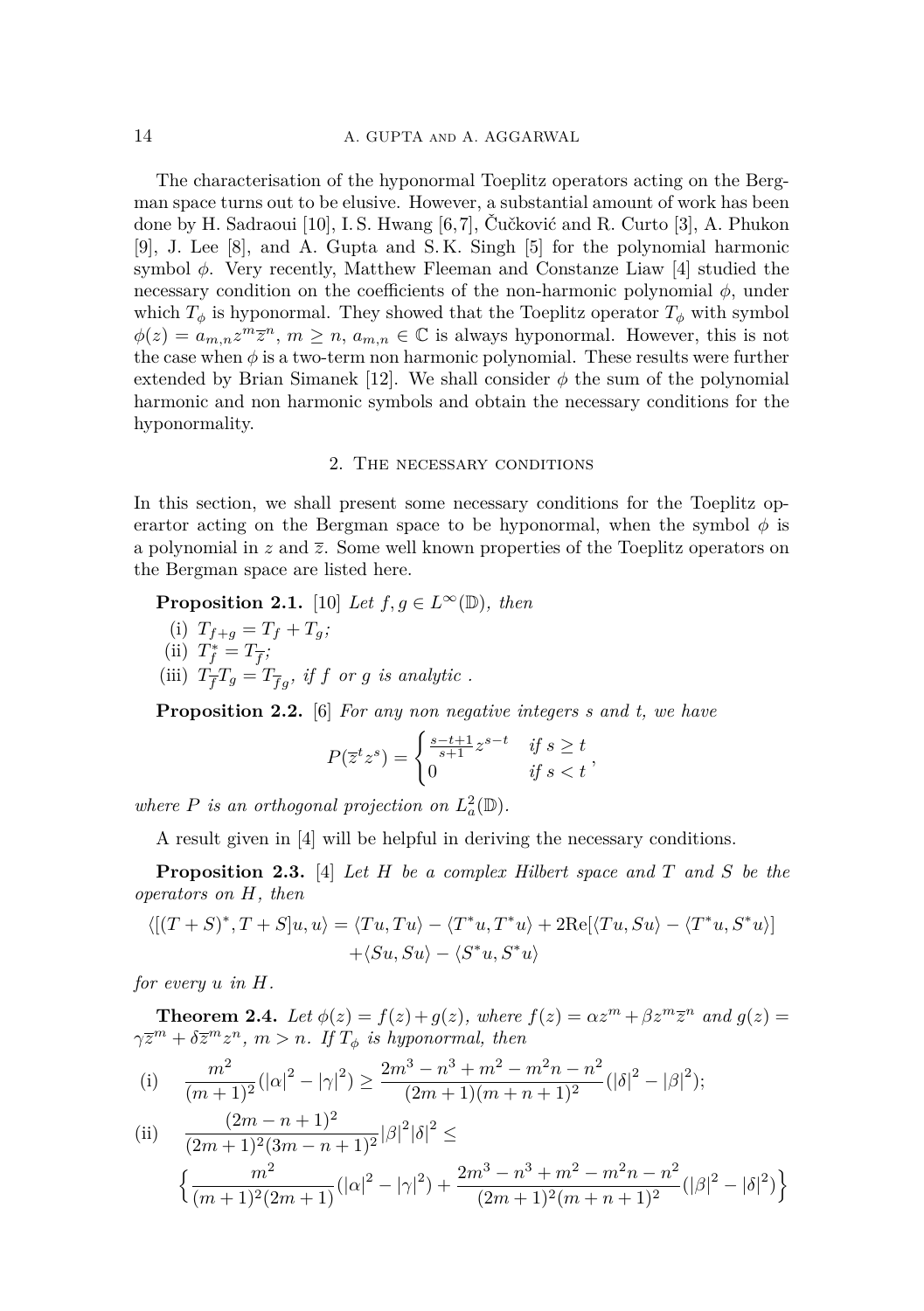The characterisation of the hyponormal Toeplitz operators acting on the Bergman space turns out to be elusive. However, a substantial amount of work has been done by H. Sadraoui [10], I. S. Hwang [6,7], Čučković and R. Curto [3], A. Phukon [9], J. Lee [8], and A. Gupta and S. K. Singh [5] for the polynomial harmonic symbol $\phi$. Very recently, Matthew Fleeman and Constanze Liaw [4] studied the necessary condition on the coefficients of the non-harmonic polynomial $\phi$, under which $T_\phi$ is hyponormal. They showed that the Toeplitz operator $T_\phi$ with symbol $\phi(z) = a_{m,n}z^m\overline{z}^n$, $m \geq n$, $a_{m,n} \in \mathbb{C}$ is always hyponormal. However, this is not the case when $\phi$ is a two-term non harmonic polynomial. These results were further extended by Brian Simanek [12]. We shall consider $\phi$ the sum of the polynomial harmonic and non harmonic symbols and obtain the necessary conditions for the hyponormality.

## 2. The necessary conditions

In this section, we shall present some necessary conditions for the Toeplitz operartor acting on the Bergman space to be hyponormal, when the symbol $\phi$ is a polynomial in $z$ and $\overline{z}$. Some well known properties of the Toeplitz operators on the Bergman space are listed here.

**Proposition 2.1.** [10] *Let $f, g \in L^\infty(\mathbb{D})$, then*

(i) $T_{f+g} = T_f + T_g$;
(ii) $T_f^* = T_{\overline{f}}$;
(iii) $T_{\overline{f}}T_g = T_{\overline{f}g}$, *if $f$ or $g$ is analytic .*

**Proposition 2.2.** [6] *For any non negative integers $s$ and $t$, we have*

$$P(\overline{z}^t z^s) = \begin{cases} \frac{s-t+1}{s+1} z^{s-t} & \text{if } s \geq t \\ 0 & \text{if } s < t \end{cases},$$

*where $P$ is an orthogonal projection on $L_a^2(\mathbb{D})$.*

A result given in [4] will be helpful in deriving the necessary conditions.

**Proposition 2.3.** [4] *Let $H$ be a complex Hilbert space and $T$ and $S$ be the operators on $H$, then*

$$\begin{aligned}\langle [(T+S)^*, T+S]u, u\rangle = \langle Tu, Tu\rangle - \langle T^*u, T^*u\rangle + 2\mathrm{Re}[\langle Tu, Su\rangle - \langle T^*u, S^*u\rangle] \\ + \langle Su, Su\rangle - \langle S^*u, S^*u\rangle\end{aligned}$$

*for every $u$ in $H$.*

**Theorem 2.4.** *Let $\phi(z) = f(z) + g(z)$, where $f(z) = \alpha z^m + \beta z^m \overline{z}^n$ and $g(z) = \gamma\overline{z}^m + \delta\overline{z}^m z^n$, $m > n$. If $T_\phi$ is hyponormal, then*

$$\text{(i)} \quad \frac{m^2}{(m+1)^2}(|\alpha|^2 - |\gamma|^2) \geq \frac{2m^3 - n^3 + m^2 - m^2 n - n^2}{(2m+1)(m+n+1)^2}(|\delta|^2 - |\beta|^2);$$

$$\begin{aligned}\text{(ii)} \quad & \frac{(2m-n+1)^2}{(2m+1)^2(3m-n+1)^2}|\beta|^2|\delta|^2 \leq \\ & \Big\{\frac{m^2}{(m+1)^2(2m+1)}(|\alpha|^2 - |\gamma|^2) + \frac{2m^3 - n^3 + m^2 - m^2 n - n^2}{(2m+1)^2(m+n+1)^2}(|\beta|^2 - |\delta|^2)\Big\}\end{aligned}$$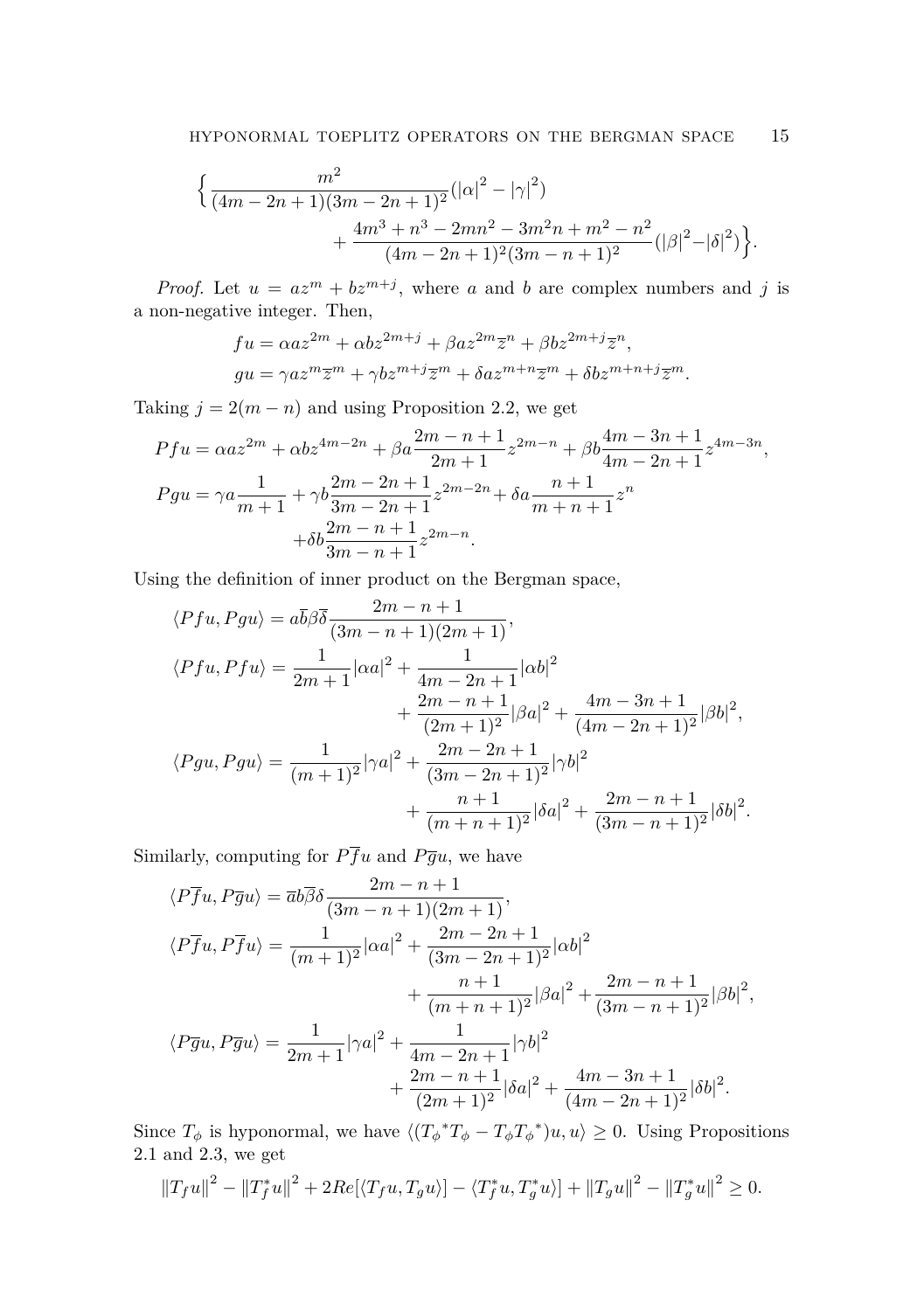$$\Big\{ \frac{m^2}{(4m-2n+1)(3m-2n+1)^2}(|\alpha|^2 - |\gamma|^2) + \frac{4m^3+n^3-2mn^2-3m^2n+m^2-n^2}{(4m-2n+1)^2(3m-n+1)^2}(|\beta|^2 - |\delta|^2) \Big\}.$$

*Proof.* Let $u = az^m + bz^{m+j}$, where $a$ and $b$ are complex numbers and $j$ is a non-negative integer. Then,

$$fu = \alpha a z^{2m} + \alpha b z^{2m+j} + \beta a z^{2m}\overline{z}^n + \beta b z^{2m+j}\overline{z}^n,$$

$$gu = \gamma a z^m \overline{z}^m + \gamma b z^{m+j}\overline{z}^m + \delta a z^{m+n}\overline{z}^m + \delta b z^{m+n+j}\overline{z}^m.$$

Taking $j = 2(m-n)$ and using Proposition 2.2, we get

$$Pfu = \alpha a z^{2m} + \alpha b z^{4m-2n} + \beta a \frac{2m-n+1}{2m+1} z^{2m-n} + \beta b \frac{4m-3n+1}{4m-2n+1} z^{4m-3n},$$

$$Pgu = \gamma a \frac{1}{m+1} + \gamma b \frac{2m-2n+1}{3m-2n+1} z^{2m-2n} + \delta a \frac{n+1}{m+n+1} z^n + \delta b \frac{2m-n+1}{3m-n+1} z^{2m-n}.$$

Using the definition of inner product on the Bergman space,

$$\langle Pfu, Pgu\rangle = a\overline{b}\beta\overline{\delta}\frac{2m-n+1}{(3m-n+1)(2m+1)},$$

$$\langle Pfu, Pfu\rangle = \frac{1}{2m+1}|\alpha a|^2 + \frac{1}{4m-2n+1}|\alpha b|^2 + \frac{2m-n+1}{(2m+1)^2}|\beta a|^2 + \frac{4m-3n+1}{(4m-2n+1)^2}|\beta b|^2,$$

$$\langle Pgu, Pgu\rangle = \frac{1}{(m+1)^2}|\gamma a|^2 + \frac{2m-2n+1}{(3m-2n+1)^2}|\gamma b|^2 + \frac{n+1}{(m+n+1)^2}|\delta a|^2 + \frac{2m-n+1}{(3m-n+1)^2}|\delta b|^2.$$

Similarly, computing for $P\overline{f}u$ and $P\overline{g}u$, we have

$$\langle P\overline{f}u, P\overline{g}u\rangle = \overline{a}b\overline{\beta}\delta\frac{2m-n+1}{(3m-n+1)(2m+1)},$$

$$\langle P\overline{f}u, P\overline{f}u\rangle = \frac{1}{(m+1)^2}|\alpha a|^2 + \frac{2m-2n+1}{(3m-2n+1)^2}|\alpha b|^2 + \frac{n+1}{(m+n+1)^2}|\beta a|^2 + \frac{2m-n+1}{(3m-n+1)^2}|\beta b|^2,$$

$$\langle P\overline{g}u, P\overline{g}u\rangle = \frac{1}{2m+1}|\gamma a|^2 + \frac{1}{4m-2n+1}|\gamma b|^2 + \frac{2m-n+1}{(2m+1)^2}|\delta a|^2 + \frac{4m-3n+1}{(4m-2n+1)^2}|\delta b|^2.$$

Since $T_\phi$ is hyponormal, we have $\langle ({T_\phi}^* T_\phi - T_\phi {T_\phi}^*)u, u\rangle \geq 0$. Using Propositions 2.1 and 2.3, we get

$$\|T_f u\|^2 - \|T_f^* u\|^2 + 2Re[\langle T_f u, T_g u\rangle] - \langle T_f^* u, T_g^* u\rangle] + \|T_g u\|^2 - \|T_g^* u\|^2 \geq 0.$$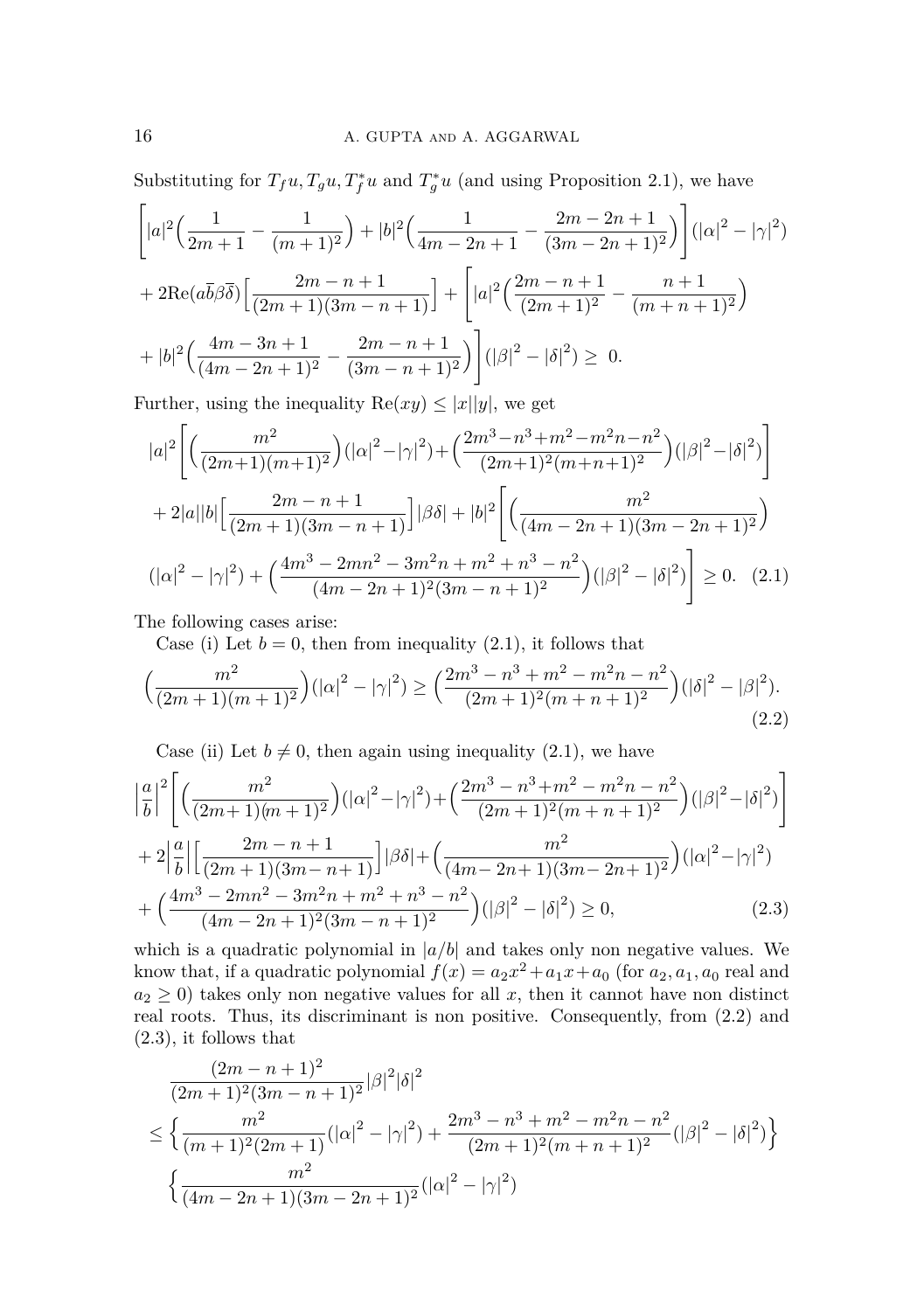Substituting for $T_f u, T_g u, T_f^* u$ and $T_g^* u$ (and using Proposition 2.1), we have

$$
\left[|a|^2\Big(\frac{1}{2m+1}-\frac{1}{(m+1)^2}\Big)+|b|^2\Big(\frac{1}{4m-2n+1}-\frac{2m-2n+1}{(3m-2n+1)^2}\Big)\right](|\alpha|^2-|\gamma|^2)
$$

$$
+2\mathrm{Re}(a\bar{b}\beta\bar{\delta})\Big[\frac{2m-n+1}{(2m+1)(3m-n+1)}\Big]+\left[|a|^2\Big(\frac{2m-n+1}{(2m+1)^2}-\frac{n+1}{(m+n+1)^2}\Big)\right.
$$

$$
\left.+|b|^2\Big(\frac{4m-3n+1}{(4m-2n+1)^2}-\frac{2m-n+1}{(3m-n+1)^2}\Big)\right](|\beta|^2-|\delta|^2)\geq\ 0.
$$

Further, using the inequality $\mathrm{Re}(xy)\leq|x||y|$, we get

$$
|a|^2\left[\Big(\frac{m^2}{(2m+1)(m+1)^2}\Big)(|\alpha|^2-|\gamma|^2)+\Big(\frac{2m^3-n^3+m^2-m^2n-n^2}{(2m+1)^2(m+n+1)^2}\Big)(|\beta|^2-|\delta|^2)\right]
$$

$$
+2|a||b|\Big[\frac{2m-n+1}{(2m+1)(3m-n+1)}\Big]|\beta\delta|+|b|^2\left[\Big(\frac{m^2}{(4m-2n+1)(3m-2n+1)^2}\Big)\right.
$$

$$
\left.(|\alpha|^2-|\gamma|^2)+\Big(\frac{4m^3-2mn^2-3m^2n+m^2+n^3-n^2}{(4m-2n+1)^2(3m-n+1)^2}\Big)(|\beta|^2-|\delta|^2)\right]\geq 0. \quad (2.1)
$$

The following cases arise:

Case (i) Let $b=0$, then from inequality (2.1), it follows that

$$
\Big(\frac{m^2}{(2m+1)(m+1)^2}\Big)(|\alpha|^2-|\gamma|^2)\geq\Big(\frac{2m^3-n^3+m^2-m^2n-n^2}{(2m+1)^2(m+n+1)^2}\Big)(|\delta|^2-|\beta|^2). \tag{2.2}
$$

Case (ii) Let $b\neq 0$, then again using inequality (2.1), we have

$$
\Big|\frac{a}{b}\Big|^2\left[\Big(\frac{m^2}{(2m+1)(m+1)^2}\Big)(|\alpha|^2-|\gamma|^2)+\Big(\frac{2m^3-n^3+m^2-m^2n-n^2}{(2m+1)^2(m+n+1)^2}\Big)(|\beta|^2-|\delta|^2)\right]
$$

$$
+2\Big|\frac{a}{b}\Big|\Big[\frac{2m-n+1}{(2m+1)(3m-n+1)}\Big]|\beta\delta|+\Big(\frac{m^2}{(4m-2n+1)(3m-2n+1)^2}\Big)(|\alpha|^2-|\gamma|^2)
$$

$$
+\Big(\frac{4m^3-2mn^2-3m^2n+m^2+n^3-n^2}{(4m-2n+1)^2(3m-n+1)^2}\Big)(|\beta|^2-|\delta|^2)\geq 0, \tag{2.3}
$$

which is a quadratic polynomial in $|a/b|$ and takes only non negative values. We know that, if a quadratic polynomial $f(x)=a_2x^2+a_1x+a_0$ (for $a_2,a_1,a_0$ real and $a_2\geq 0$) takes only non negative values for all $x$, then it cannot have non distinct real roots. Thus, its discriminant is non positive. Consequently, from (2.2) and (2.3), it follows that

$$
\frac{(2m-n+1)^2}{(2m+1)^2(3m-n+1)^2}|\beta|^2|\delta|^2
$$

$$
\leq\Big\{\frac{m^2}{(m+1)^2(2m+1)}(|\alpha|^2-|\gamma|^2)+\frac{2m^3-n^3+m^2-m^2n-n^2}{(2m+1)^2(m+n+1)^2}(|\beta|^2-|\delta|^2)\Big\}
$$

$$
\Big\{\frac{m^2}{(4m-2n+1)(3m-2n+1)^2}(|\alpha|^2-|\gamma|^2)
$$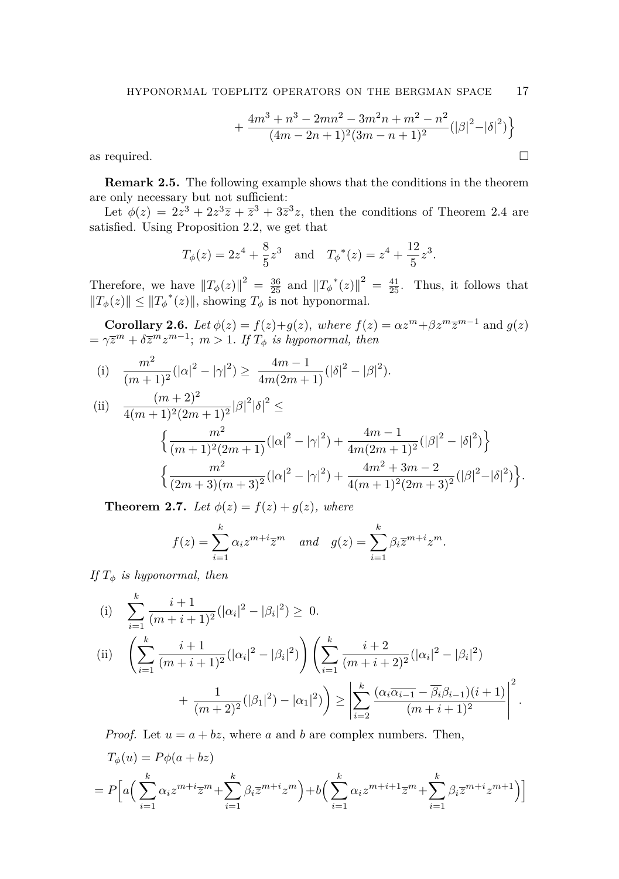$$+ \frac{4m^3+n^3-2mn^2-3m^2n+m^2-n^2}{(4m-2n+1)^2(3m-n+1)^2}(|\beta|^2 - |\delta|^2)\Big\}$$

as required. □

**Remark 2.5.** The following example shows that the conditions in the theorem are only necessary but not sufficient:

Let $\phi(z) = 2z^3 + 2z^3\overline{z} + \overline{z}^3 + 3\overline{z}^3 z$, then the conditions of Theorem 2.4 are satisfied. Using Proposition 2.2, we get that

$$T_\phi(z) = 2z^4 + \frac{8}{5}z^3 \quad \text{and} \quad {T_\phi}^*(z) = z^4 + \frac{12}{5}z^3.$$

Therefore, we have $\|T_\phi(z)\|^2 = \frac{36}{25}$ and $\|{T_\phi}^*(z)\|^2 = \frac{41}{25}$. Thus, it follows that $\|T_\phi(z)\| \leq \|{T_\phi}^*(z)\|$, showing $T_\phi$ is not hyponormal.

**Corollary 2.6.** *Let $\phi(z) = f(z) + g(z)$, where $f(z) = \alpha z^m + \beta z^m \overline{z}^{m-1}$ and $g(z) = \gamma \overline{z}^m + \delta \overline{z}^m z^{m-1}$; $m > 1$. If $T_\phi$ is hyponormal, then*

(i) $$\frac{m^2}{(m+1)^2}(|\alpha|^2 - |\gamma|^2) \geq \frac{4m-1}{4m(2m+1)}(|\delta|^2 - |\beta|^2).$$

(ii) $$\frac{(m+2)^2}{4(m+1)^2(2m+1)^2}|\beta|^2|\delta|^2 \leq$$
$$\Big\{\frac{m^2}{(m+1)^2(2m+1)}(|\alpha|^2 - |\gamma|^2) + \frac{4m-1}{4m(2m+1)^2}(|\beta|^2 - |\delta|^2)\Big\}$$
$$\Big\{\frac{m^2}{(2m+3)(m+3)^2}(|\alpha|^2 - |\gamma|^2) + \frac{4m^2+3m-2}{4(m+1)^2(2m+3)^2}(|\beta|^2 - |\delta|^2)\Big\}.$$

**Theorem 2.7.** *Let $\phi(z) = f(z) + g(z)$, where*

$$f(z) = \sum_{i=1}^{k} \alpha_i z^{m+i}\overline{z}^m \quad \textit{and} \quad g(z) = \sum_{i=1}^{k} \beta_i \overline{z}^{m+i} z^m.$$

*If $T_\phi$ is hyponormal, then*

(i) $$\sum_{i=1}^{k} \frac{i+1}{(m+i+1)^2}(|\alpha_i|^2 - |\beta_i|^2) \geq 0.$$

(ii) $$\left(\sum_{i=1}^{k} \frac{i+1}{(m+i+1)^2}(|\alpha_i|^2 - |\beta_i|^2)\right)\left(\sum_{i=1}^{k} \frac{i+2}{(m+i+2)^2}(|\alpha_i|^2 - |\beta_i|^2)\right.$$
$$\left. + \frac{1}{(m+2)^2}(|\beta_1|^2) - |\alpha_1|^2)\right) \geq \left|\sum_{i=2}^{k} \frac{(\alpha_i\overline{\alpha_{i-1}} - \overline{\beta_i}\beta_{i-1})(i+1)}{(m+i+1)^2}\right|^2.$$

*Proof.* Let $u = a + bz$, where $a$ and $b$ are complex numbers. Then,

$$T_\phi(u) = P\phi(a + bz)$$
$$= P\Big[a\Big(\sum_{i=1}^{k} \alpha_i z^{m+i}\overline{z}^m + \sum_{i=1}^{k} \beta_i \overline{z}^{m+i} z^m\Big) + b\Big(\sum_{i=1}^{k} \alpha_i z^{m+i+1}\overline{z}^m + \sum_{i=1}^{k} \beta_i \overline{z}^{m+i} z^{m+1}\Big)\Big]$$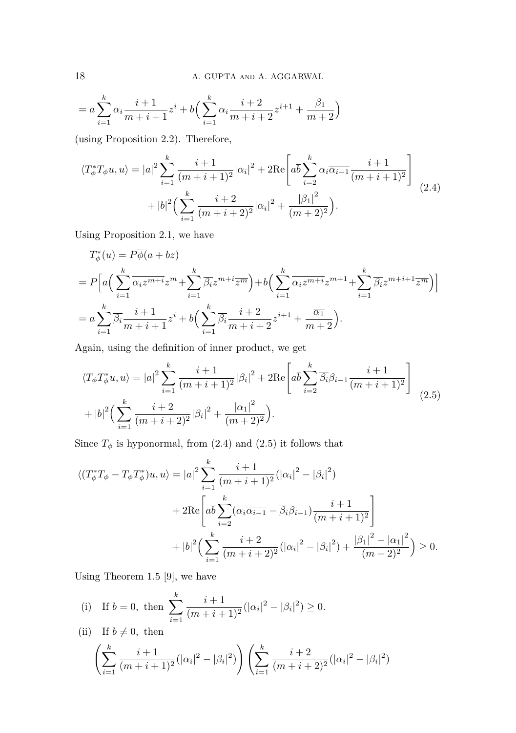$$= a\sum_{i=1}^{k}\alpha_i \frac{i+1}{m+i+1}z^i + b\Big(\sum_{i=1}^{k}\alpha_i\frac{i+2}{m+i+2}z^{i+1} + \frac{\beta_1}{m+2}\Big)$$

(using Proposition 2.2). Therefore,

$$\begin{aligned}\langle T_\phi^* T_\phi u, u\rangle = |a|^2\sum_{i=1}^{k}\frac{i+1}{(m+i+1)^2}|\alpha_i|^2 + 2\mathrm{Re}\Bigg[a\bar{b}\sum_{i=2}^{k}\alpha_i\overline{\alpha_{i-1}}\frac{i+1}{(m+i+1)^2}\Bigg] \\ + |b|^2\Big(\sum_{i=1}^{k}\frac{i+2}{(m+i+2)^2}|\alpha_i|^2 + \frac{|\beta_1|^2}{(m+2)^2}\Big).\end{aligned} \tag{2.4}$$

Using Proposition 2.1, we have

$$\begin{aligned}&T_\phi^*(u) = P\overline{\phi}(a+bz)\\ &= P\Big[a\Big(\sum_{i=1}^{k}\overline{\alpha_i z^{m+i}}z^m + \sum_{i=1}^{k}\overline{\beta_i}z^{m+i}\overline{z^m}\Big) + b\Big(\sum_{i=1}^{k}\overline{\alpha_i z^{m+i}}z^{m+1} + \sum_{i=1}^{k}\overline{\beta_i}z^{m+i+1}\overline{z^m}\Big)\Big]\\ &= a\sum_{i=1}^{k}\overline{\beta_i}\frac{i+1}{m+i+1}z^i + b\Big(\sum_{i=1}^{k}\overline{\beta_i}\frac{i+2}{m+i+2}z^{i+1} + \frac{\overline{\alpha_1}}{m+2}\Big).\end{aligned}$$

Again, using the definition of inner product, we get

$$\begin{aligned}&\langle T_\phi T_\phi^* u, u\rangle = |a|^2\sum_{i=1}^{k}\frac{i+1}{(m+i+1)^2}|\beta_i|^2 + 2\mathrm{Re}\Bigg[a\bar{b}\sum_{i=2}^{k}\overline{\beta_i}\beta_{i-1}\frac{i+1}{(m+i+1)^2}\Bigg]\\ &+ |b|^2\Big(\sum_{i=1}^{k}\frac{i+2}{(m+i+2)^2}|\beta_i|^2 + \frac{|\alpha_1|^2}{(m+2)^2}\Big).\end{aligned} \tag{2.5}$$

Since $T_\phi$ is hyponormal, from (2.4) and (2.5) it follows that

$$\begin{aligned}\langle (T_\phi^* T_\phi - T_\phi T_\phi^*)u, u\rangle = |a|^2\sum_{i=1}^{k}\frac{i+1}{(m+i+1)^2}(|\alpha_i|^2 - |\beta_i|^2)\\ + 2\mathrm{Re}\Bigg[a\bar{b}\sum_{i=2}^{k}(\alpha_i\overline{\alpha_{i-1}} - \overline{\beta_i}\beta_{i-1})\frac{i+1}{(m+i+1)^2}\Bigg]\\ + |b|^2\Big(\sum_{i=1}^{k}\frac{i+2}{(m+i+2)^2}(|\alpha_i|^2 - |\beta_i|^2) + \frac{|\beta_1|^2 - |\alpha_1|^2}{(m+2)^2}\Big) \geq 0.\end{aligned}$$

Using Theorem 1.5 [9], we have

(i) If $b = 0$, then $\displaystyle\sum_{i=1}^{k}\frac{i+1}{(m+i+1)^2}(|\alpha_i|^2 - |\beta_i|^2) \geq 0.$

(ii) If $b \neq 0$, then

$$\Bigg(\sum_{i=1}^{k}\frac{i+1}{(m+i+1)^2}(|\alpha_i|^2 - |\beta_i|^2)\Bigg)\Bigg(\sum_{i=1}^{k}\frac{i+2}{(m+i+2)^2}(|\alpha_i|^2 - |\beta_i|^2)$$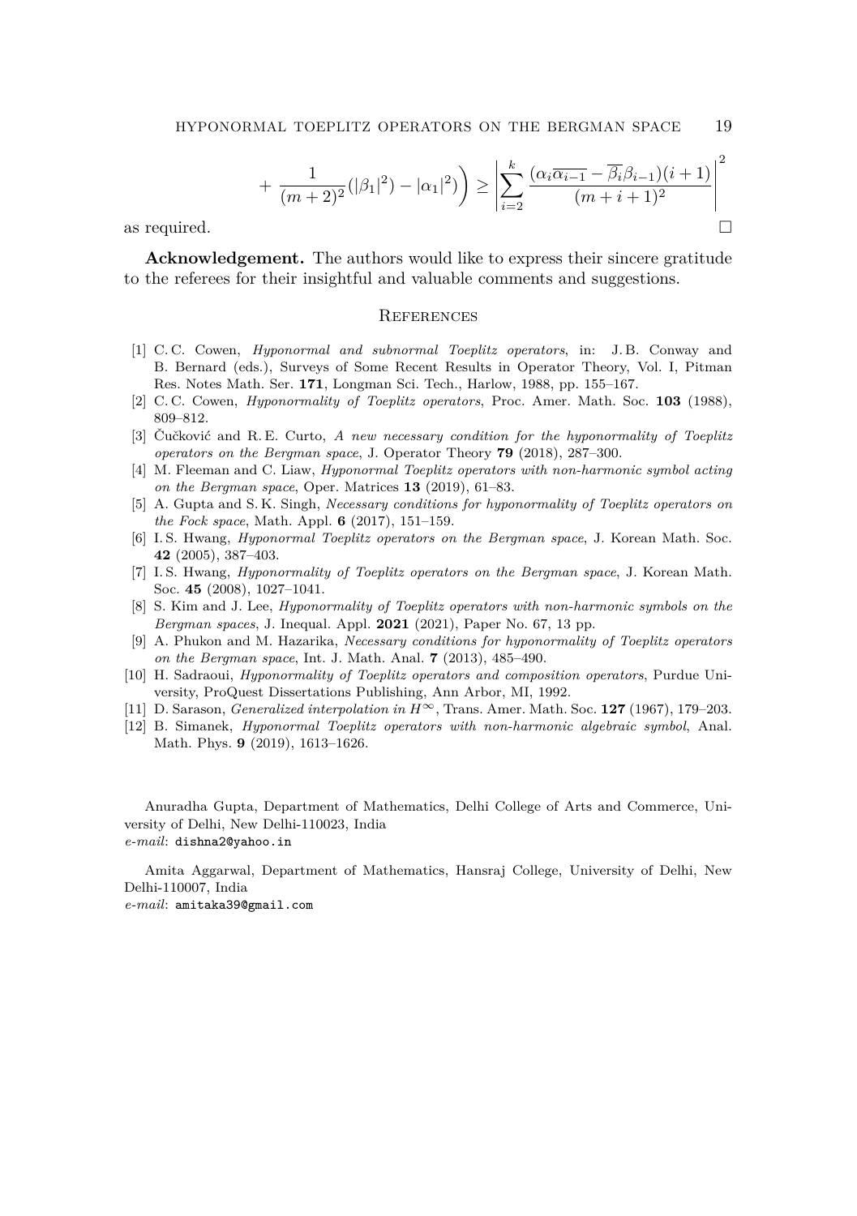$$+ \frac{1}{(m+2)^2}(|\beta_1|^2) - |\alpha_1|^2)\Big) \geq \left| \sum_{i=2}^{k} \frac{(\alpha_i \overline{\alpha_{i-1}} - \overline{\beta_i}\beta_{i-1})(i+1)}{(m+i+1)^2} \right|^2$$

as required. □

**Acknowledgement.** The authors would like to express their sincere gratitude to the referees for their insightful and valuable comments and suggestions.

## References

[1] C. C. Cowen, *Hyponormal and subnormal Toeplitz operators*, in: J. B. Conway and B. Bernard (eds.), Surveys of Some Recent Results in Operator Theory, Vol. I, Pitman Res. Notes Math. Ser. **171**, Longman Sci. Tech., Harlow, 1988, pp. 155–167.

[2] C. C. Cowen, *Hyponormality of Toeplitz operators*, Proc. Amer. Math. Soc. **103** (1988), 809–812.

[3] Čučković and R. E. Curto, *A new necessary condition for the hyponormality of Toeplitz operators on the Bergman space*, J. Operator Theory **79** (2018), 287–300.

[4] M. Fleeman and C. Liaw, *Hyponormal Toeplitz operators with non-harmonic symbol acting on the Bergman space*, Oper. Matrices **13** (2019), 61–83.

[5] A. Gupta and S. K. Singh, *Necessary conditions for hyponormality of Toeplitz operators on the Fock space*, Math. Appl. **6** (2017), 151–159.

[6] I. S. Hwang, *Hyponormal Toeplitz operators on the Bergman space*, J. Korean Math. Soc. **42** (2005), 387–403.

[7] I. S. Hwang, *Hyponormality of Toeplitz operators on the Bergman space*, J. Korean Math. Soc. **45** (2008), 1027–1041.

[8] S. Kim and J. Lee, *Hyponormality of Toeplitz operators with non-harmonic symbols on the Bergman spaces*, J. Inequal. Appl. **2021** (2021), Paper No. 67, 13 pp.

[9] A. Phukon and M. Hazarika, *Necessary conditions for hyponormality of Toeplitz operators on the Bergman space*, Int. J. Math. Anal. **7** (2013), 485–490.

[10] H. Sadraoui, *Hyponormality of Toeplitz operators and composition operators*, Purdue University, ProQuest Dissertations Publishing, Ann Arbor, MI, 1992.

[11] D. Sarason, *Generalized interpolation in $H^\infty$*, Trans. Amer. Math. Soc. **127** (1967), 179–203.

[12] B. Simanek, *Hyponormal Toeplitz operators with non-harmonic algebraic symbol*, Anal. Math. Phys. **9** (2019), 1613–1626.

Anuradha Gupta, Department of Mathematics, Delhi College of Arts and Commerce, University of Delhi, New Delhi-110023, India
*e-mail*: dishna2@yahoo.in

Amita Aggarwal, Department of Mathematics, Hansraj College, University of Delhi, New Delhi-110007, India
*e-mail*: amitaka39@gmail.com